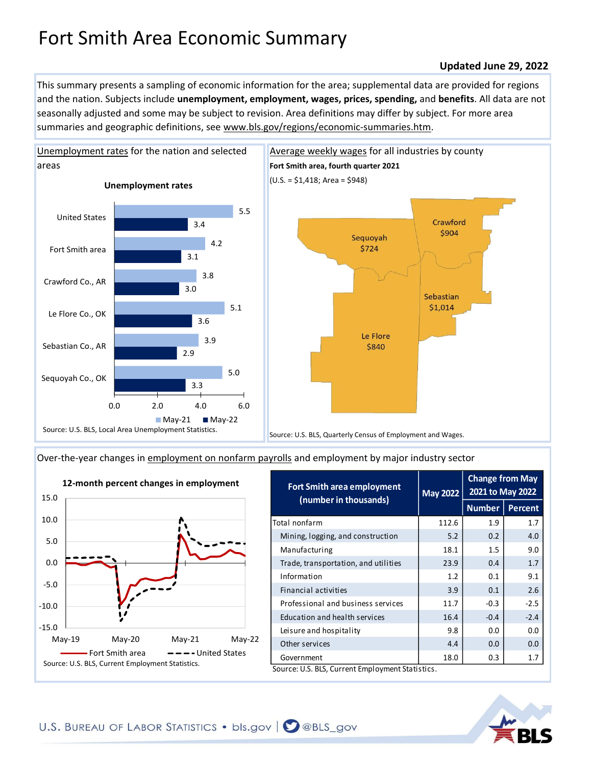# Fort Smith Area Economic Summary

**Updated June 29, 2022**

This summary presents a sampling of economic information for the area; supplemental data are provided for regions and the nation. Subjects include **unemployment, employment, wages, prices, spending,** and **benefits**. All data are not seasonally adjusted and some may be subject to revision. Area definitions may differ by subject. For more area summaries and geographic definitions, see www.bls.gov/regions/economic-summaries.htm.

## Unemployment rates for the nation and selected areas

**Unemployment rates**

| Area | May-21 | May-22 |
|---|---|---|
| United States | 5.5 | 3.4 |
| Fort Smith area | 4.2 | 3.1 |
| Crawford Co., AR | 3.8 | 3.0 |
| Le Flore Co., OK | 5.1 | 3.6 |
| Sebastian Co., AR | 3.9 | 2.9 |
| Sequoyah Co., OK | 5.0 | 3.3 |

Source: U.S. BLS, Local Area Unemployment Statistics.

## Average weekly wages for all industries by county

**Fort Smith area, fourth quarter 2021**

(U.S. = $1,418; Area = $948)

| County | Average weekly wage |
|---|---|
| Crawford | $904 |
| Sequoyah | $724 |
| Sebastian | $1,014 |
| Le Flore | $840 |

Source: U.S. BLS, Quarterly Census of Employment and Wages.

## Over-the-year changes in employment on nonfarm payrolls and employment by major industry sector

**12-month percent changes in employment**

(Chart: Fort Smith area and United States, May-19 to May-22)

Source: U.S. BLS, Current Employment Statistics.

| Fort Smith area employment (number in thousands) | May 2022 | Change from May 2021 to May 2022 | |
|---|---|---|---|
| | | Number | Percent |
| Total nonfarm | 112.6 | 1.9 | 1.7 |
| Mining, logging, and construction | 5.2 | 0.2 | 4.0 |
| Manufacturing | 18.1 | 1.5 | 9.0 |
| Trade, transportation, and utilities | 23.9 | 0.4 | 1.7 |
| Information | 1.2 | 0.1 | 9.1 |
| Financial activities | 3.9 | 0.1 | 2.6 |
| Professional and business services | 11.7 | -0.3 | -2.5 |
| Education and health services | 16.4 | -0.4 | -2.4 |
| Leisure and hospitality | 9.8 | 0.0 | 0.0 |
| Other services | 4.4 | 0.0 | 0.0 |
| Government | 18.0 | 0.3 | 1.7 |

Source: U.S. BLS, Current Employment Statistics.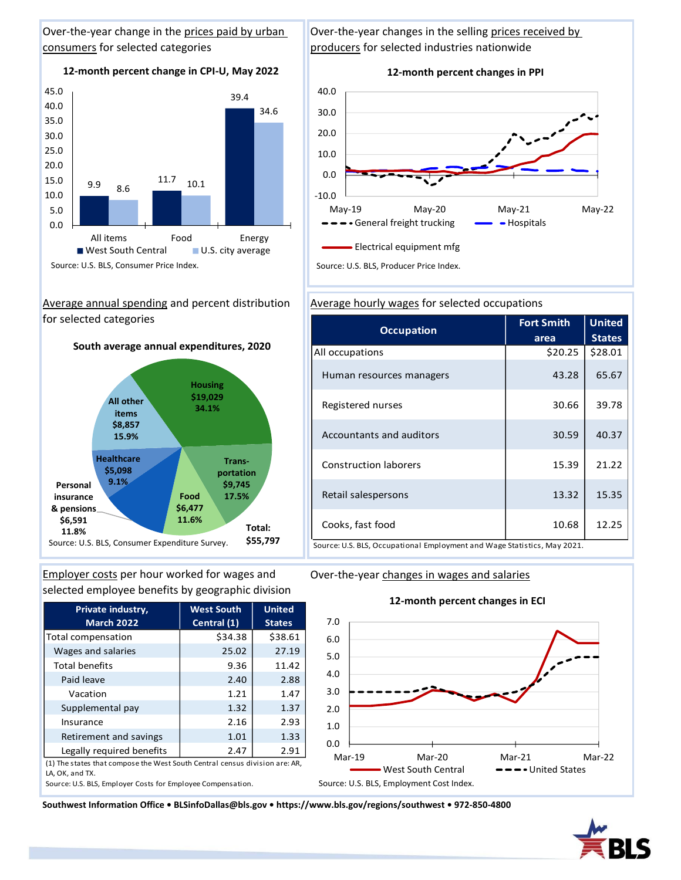Over-the-year change in the prices paid by urban consumers for selected categories

**12-month percent change in CPI-U, May 2022**

45.0
40.0
35.0
30.0
25.0
20.0
15.0
10.0
5.0
0.0

9.9 8.6
11.7 10.1
39.4 34.6

All items
Food
Energy

West South Central
U.S. city average

Source: U.S. BLS, Consumer Price Index.

Over-the-year changes in the selling prices received by producers for selected industries nationwide

**12-month percent changes in PPI**

40.0
30.0
20.0
10.0
0.0
-10.0

May-19
May-20
May-21
May-22

General freight trucking
Hospitals
Electrical equipment mfg

Source: U.S. BLS, Producer Price Index.

Average annual spending and percent distribution for selected categories

**South average annual expenditures, 2020**

Housing $19,029 34.1%
Trans-portation $9,745 17.5%
Food $6,477 11.6%
Personal insurance & pensions $6,591 11.8%
Healthcare $5,098 9.1%
All other items $8,857 15.9%
Total: $55,797

Source: U.S. BLS, Consumer Expenditure Survey.

Average hourly wages for selected occupations

| Occupation | Fort Smith area | United States |
|---|---|---|
| All occupations | $20.25 | $28.01 |
| Human resources managers | 43.28 | 65.67 |
| Registered nurses | 30.66 | 39.78 |
| Accountants and auditors | 30.59 | 40.37 |
| Construction laborers | 15.39 | 21.22 |
| Retail salespersons | 13.32 | 15.35 |
| Cooks, fast food | 10.68 | 12.25 |

Source: U.S. BLS, Occupational Employment and Wage Statistics, May 2021.

Employer costs per hour worked for wages and selected employee benefits by geographic division

| Private industry, March 2022 | West South Central (1) | United States |
|---|---|---|
| Total compensation | $34.38 | $38.61 |
| Wages and salaries | 25.02 | 27.19 |
| Total benefits | 9.36 | 11.42 |
| Paid leave | 2.40 | 2.88 |
| Vacation | 1.21 | 1.47 |
| Supplemental pay | 1.32 | 1.37 |
| Insurance | 2.16 | 2.93 |
| Retirement and savings | 1.01 | 1.33 |
| Legally required benefits | 2.47 | 2.91 |

(1) The states that compose the West South Central census division are: AR, LA, OK, and TX.

Source: U.S. BLS, Employer Costs for Employee Compensation.

Over-the-year changes in wages and salaries

**12-month percent changes in ECI**

7.0
6.0
5.0
4.0
3.0
2.0
1.0
0.0

Mar-19
Mar-20
Mar-21
Mar-22

West South Central
United States

Source: U.S. BLS, Employment Cost Index.

**Southwest Information Office • BLSinfoDallas@bls.gov • https://www.bls.gov/regions/southwest • 972-850-4800**